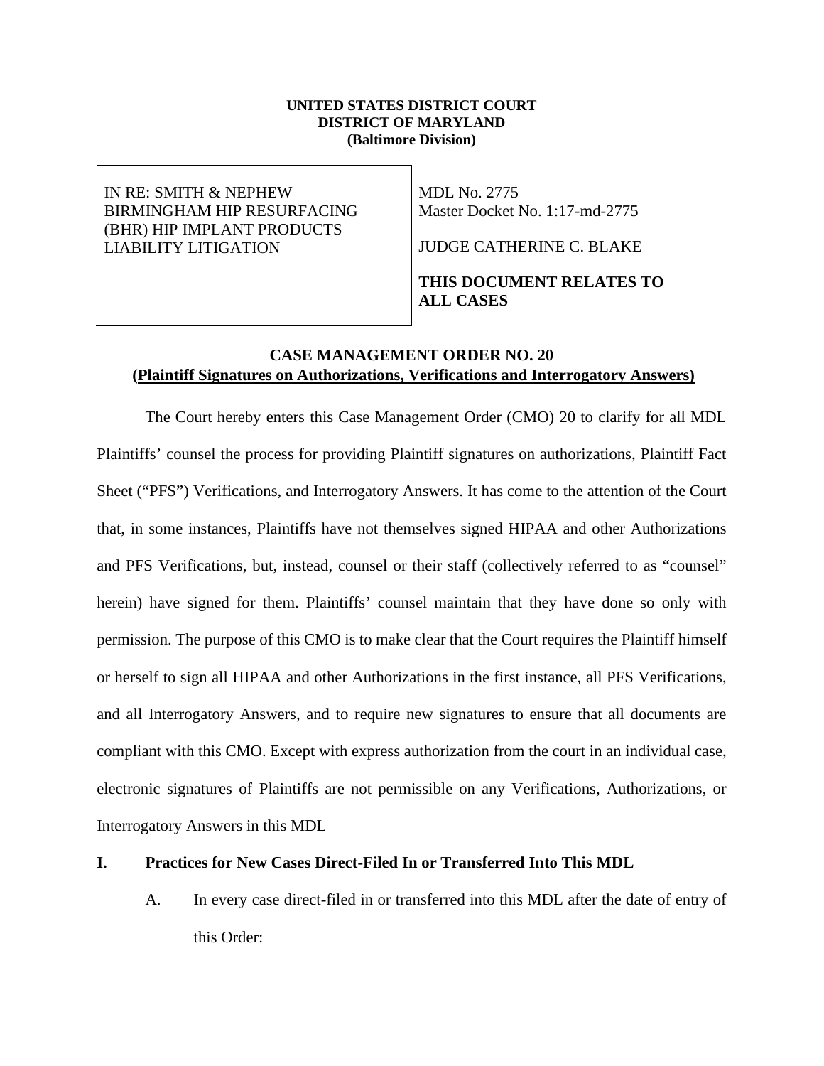**UNITED STATES DISTRICT COURT**
**DISTRICT OF MARYLAND**
**(Baltimore Division)**

| | |
|---|---|
| IN RE: SMITH & NEPHEW BIRMINGHAM HIP RESURFACING (BHR) HIP IMPLANT PRODUCTS LIABILITY LITIGATION | MDL No. 2775<br>Master Docket No. 1:17-md-2775<br><br>JUDGE CATHERINE C. BLAKE<br><br>**THIS DOCUMENT RELATES TO ALL CASES** |

**CASE MANAGEMENT ORDER NO. 20**
**(Plaintiff Signatures on Authorizations, Verifications and Interrogatory Answers)**

The Court hereby enters this Case Management Order (CMO) 20 to clarify for all MDL Plaintiffs' counsel the process for providing Plaintiff signatures on authorizations, Plaintiff Fact Sheet ("PFS") Verifications, and Interrogatory Answers. It has come to the attention of the Court that, in some instances, Plaintiffs have not themselves signed HIPAA and other Authorizations and PFS Verifications, but, instead, counsel or their staff (collectively referred to as "counsel" herein) have signed for them. Plaintiffs' counsel maintain that they have done so only with permission. The purpose of this CMO is to make clear that the Court requires the Plaintiff himself or herself to sign all HIPAA and other Authorizations in the first instance, all PFS Verifications, and all Interrogatory Answers, and to require new signatures to ensure that all documents are compliant with this CMO. Except with express authorization from the court in an individual case, electronic signatures of Plaintiffs are not permissible on any Verifications, Authorizations, or Interrogatory Answers in this MDL

**I. Practices for New Cases Direct-Filed In or Transferred Into This MDL**

A. In every case direct-filed in or transferred into this MDL after the date of entry of this Order: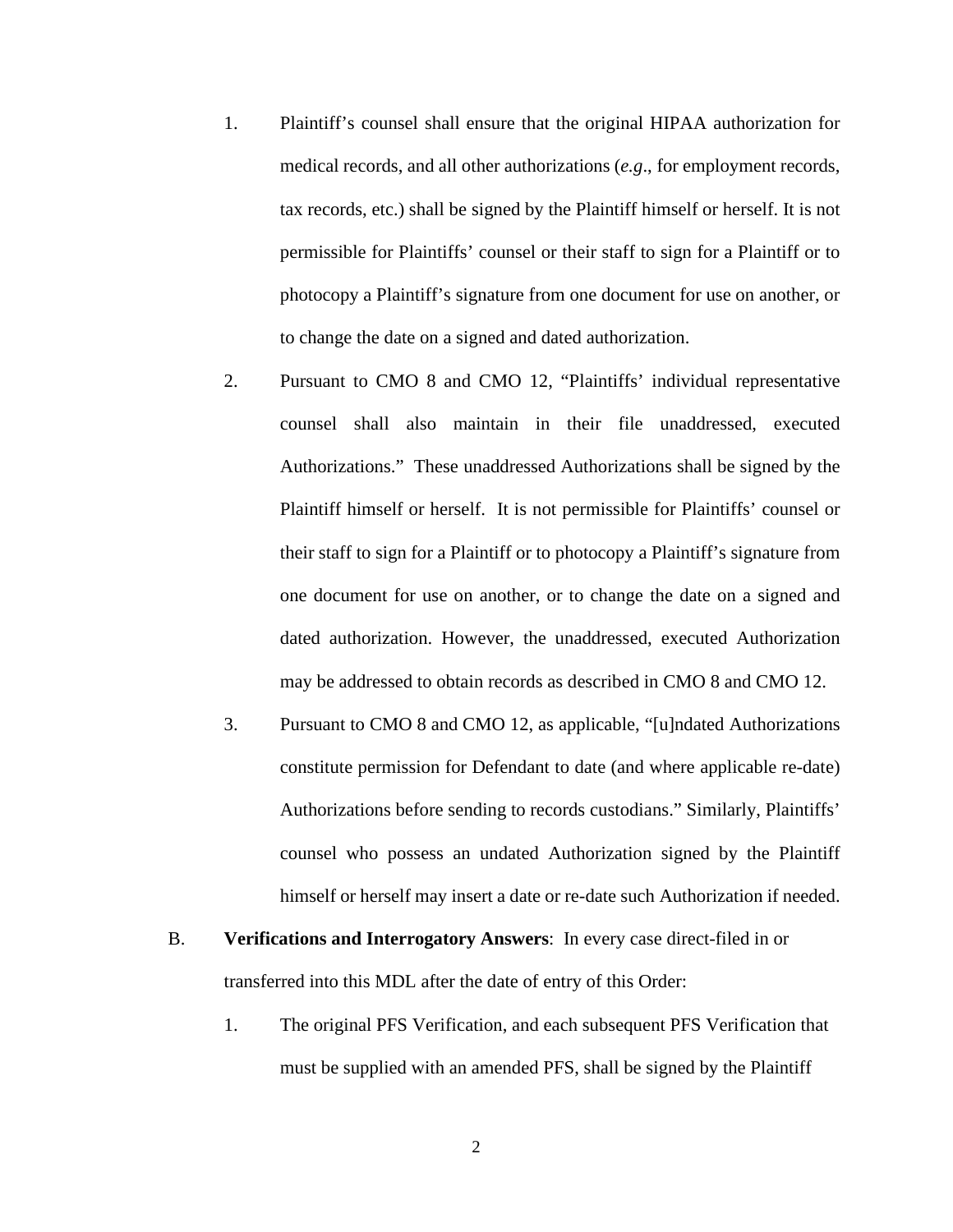1. Plaintiff's counsel shall ensure that the original HIPAA authorization for medical records, and all other authorizations (*e.g*., for employment records, tax records, etc.) shall be signed by the Plaintiff himself or herself. It is not permissible for Plaintiffs' counsel or their staff to sign for a Plaintiff or to photocopy a Plaintiff's signature from one document for use on another, or to change the date on a signed and dated authorization.

2. Pursuant to CMO 8 and CMO 12, "Plaintiffs' individual representative counsel shall also maintain in their file unaddressed, executed Authorizations." These unaddressed Authorizations shall be signed by the Plaintiff himself or herself. It is not permissible for Plaintiffs' counsel or their staff to sign for a Plaintiff or to photocopy a Plaintiff's signature from one document for use on another, or to change the date on a signed and dated authorization. However, the unaddressed, executed Authorization may be addressed to obtain records as described in CMO 8 and CMO 12.

3. Pursuant to CMO 8 and CMO 12, as applicable, "[u]ndated Authorizations constitute permission for Defendant to date (and where applicable re-date) Authorizations before sending to records custodians." Similarly, Plaintiffs' counsel who possess an undated Authorization signed by the Plaintiff himself or herself may insert a date or re-date such Authorization if needed.

B. **Verifications and Interrogatory Answers**: In every case direct-filed in or transferred into this MDL after the date of entry of this Order:

1. The original PFS Verification, and each subsequent PFS Verification that must be supplied with an amended PFS, shall be signed by the Plaintiff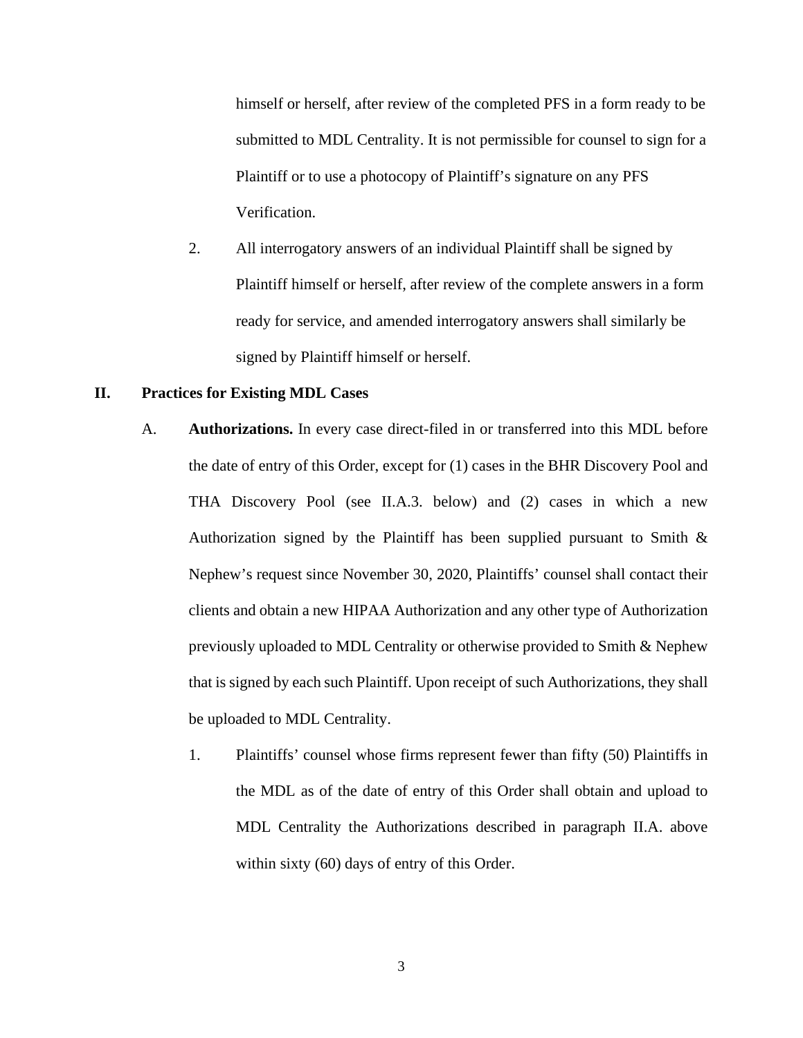himself or herself, after review of the completed PFS in a form ready to be submitted to MDL Centrality. It is not permissible for counsel to sign for a Plaintiff or to use a photocopy of Plaintiff's signature on any PFS Verification.

2. All interrogatory answers of an individual Plaintiff shall be signed by Plaintiff himself or herself, after review of the complete answers in a form ready for service, and amended interrogatory answers shall similarly be signed by Plaintiff himself or herself.

## II. Practices for Existing MDL Cases

A. **Authorizations.** In every case direct-filed in or transferred into this MDL before the date of entry of this Order, except for (1) cases in the BHR Discovery Pool and THA Discovery Pool (see II.A.3. below) and (2) cases in which a new Authorization signed by the Plaintiff has been supplied pursuant to Smith & Nephew's request since November 30, 2020, Plaintiffs' counsel shall contact their clients and obtain a new HIPAA Authorization and any other type of Authorization previously uploaded to MDL Centrality or otherwise provided to Smith & Nephew that is signed by each such Plaintiff. Upon receipt of such Authorizations, they shall be uploaded to MDL Centrality.

1. Plaintiffs' counsel whose firms represent fewer than fifty (50) Plaintiffs in the MDL as of the date of entry of this Order shall obtain and upload to MDL Centrality the Authorizations described in paragraph II.A. above within sixty (60) days of entry of this Order.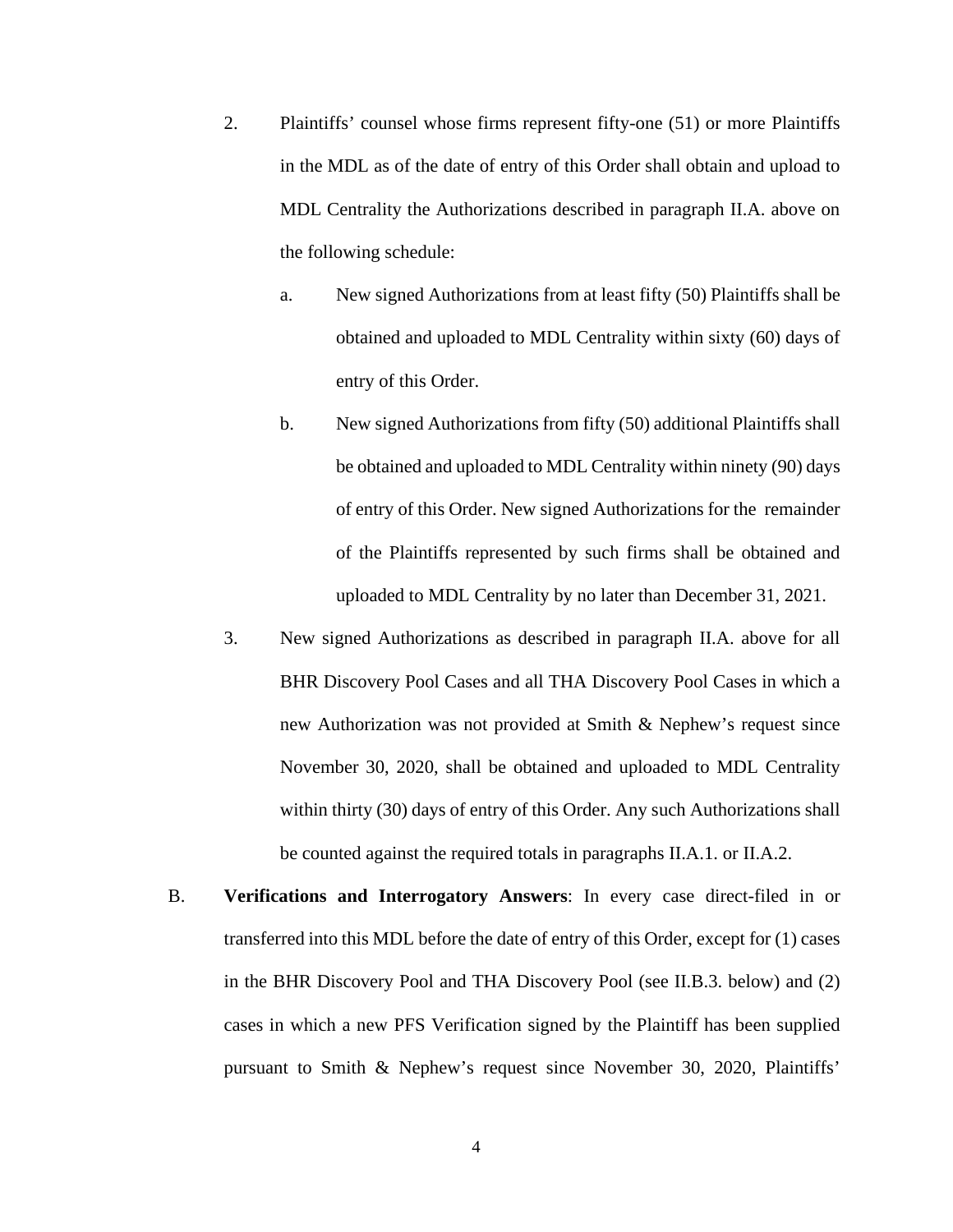2. Plaintiffs' counsel whose firms represent fifty-one (51) or more Plaintiffs in the MDL as of the date of entry of this Order shall obtain and upload to MDL Centrality the Authorizations described in paragraph II.A. above on the following schedule:

    a. New signed Authorizations from at least fifty (50) Plaintiffs shall be obtained and uploaded to MDL Centrality within sixty (60) days of entry of this Order.

    b. New signed Authorizations from fifty (50) additional Plaintiffs shall be obtained and uploaded to MDL Centrality within ninety (90) days of entry of this Order. New signed Authorizations for the remainder of the Plaintiffs represented by such firms shall be obtained and uploaded to MDL Centrality by no later than December 31, 2021.

3. New signed Authorizations as described in paragraph II.A. above for all BHR Discovery Pool Cases and all THA Discovery Pool Cases in which a new Authorization was not provided at Smith & Nephew's request since November 30, 2020, shall be obtained and uploaded to MDL Centrality within thirty (30) days of entry of this Order. Any such Authorizations shall be counted against the required totals in paragraphs II.A.1. or II.A.2.

B. **Verifications and Interrogatory Answers**: In every case direct-filed in or transferred into this MDL before the date of entry of this Order, except for (1) cases in the BHR Discovery Pool and THA Discovery Pool (see II.B.3. below) and (2) cases in which a new PFS Verification signed by the Plaintiff has been supplied pursuant to Smith & Nephew's request since November 30, 2020, Plaintiffs'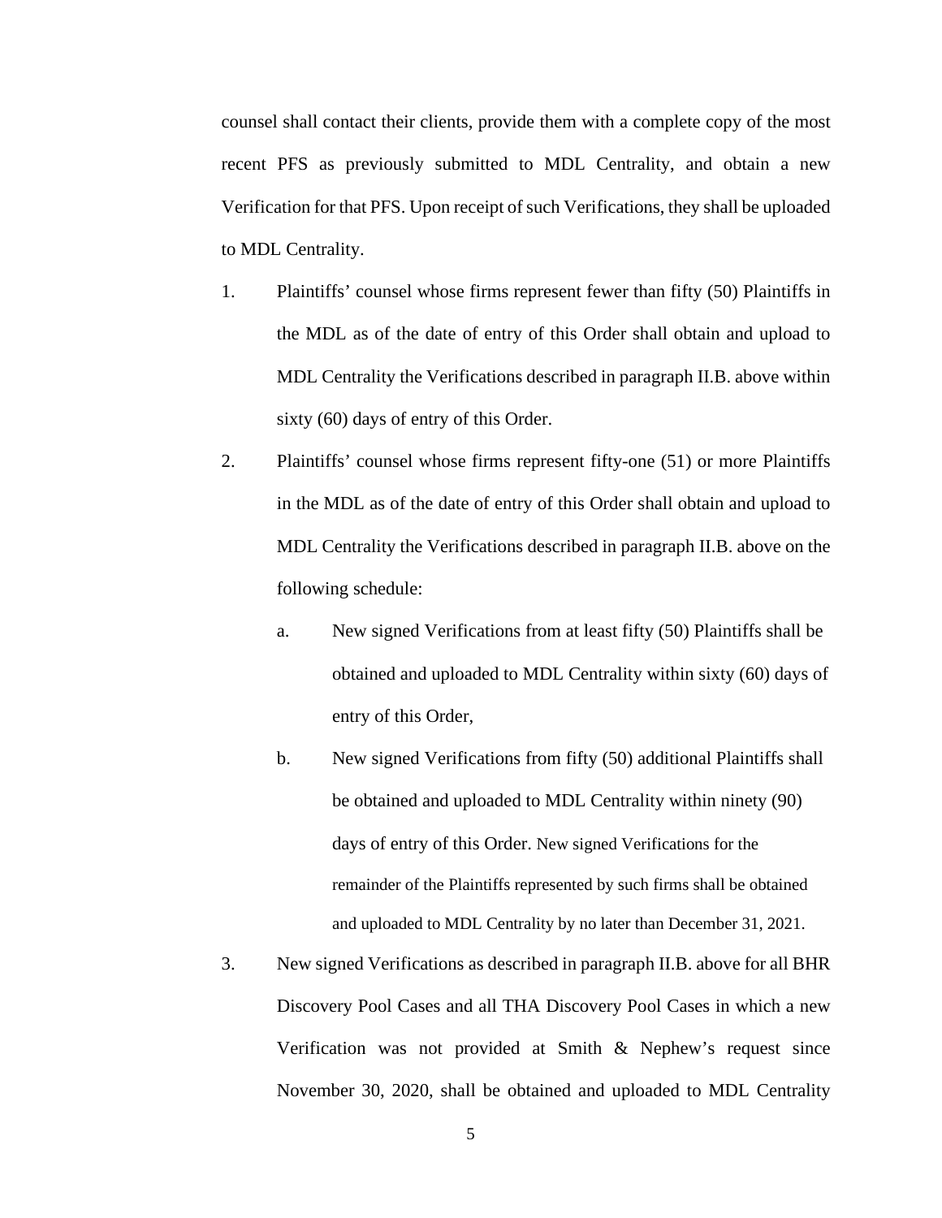counsel shall contact their clients, provide them with a complete copy of the most recent PFS as previously submitted to MDL Centrality, and obtain a new Verification for that PFS. Upon receipt of such Verifications, they shall be uploaded to MDL Centrality.

1. Plaintiffs' counsel whose firms represent fewer than fifty (50) Plaintiffs in the MDL as of the date of entry of this Order shall obtain and upload to MDL Centrality the Verifications described in paragraph II.B. above within sixty (60) days of entry of this Order.

2. Plaintiffs' counsel whose firms represent fifty-one (51) or more Plaintiffs in the MDL as of the date of entry of this Order shall obtain and upload to MDL Centrality the Verifications described in paragraph II.B. above on the following schedule:

   a. New signed Verifications from at least fifty (50) Plaintiffs shall be obtained and uploaded to MDL Centrality within sixty (60) days of entry of this Order,

   b. New signed Verifications from fifty (50) additional Plaintiffs shall be obtained and uploaded to MDL Centrality within ninety (90) days of entry of this Order. New signed Verifications for the remainder of the Plaintiffs represented by such firms shall be obtained and uploaded to MDL Centrality by no later than December 31, 2021.

3. New signed Verifications as described in paragraph II.B. above for all BHR Discovery Pool Cases and all THA Discovery Pool Cases in which a new Verification was not provided at Smith & Nephew's request since November 30, 2020, shall be obtained and uploaded to MDL Centrality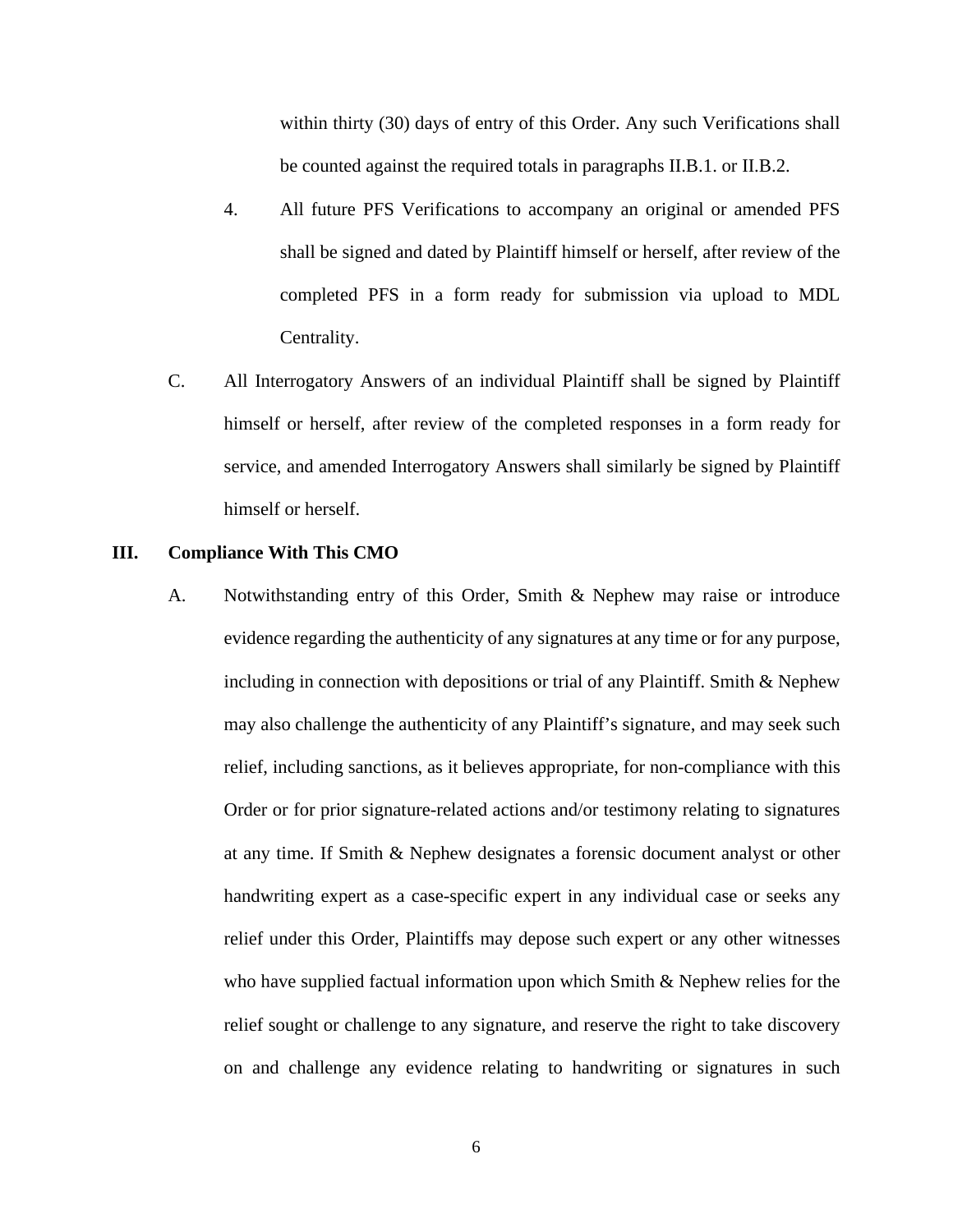within thirty (30) days of entry of this Order. Any such Verifications shall be counted against the required totals in paragraphs II.B.1. or II.B.2.

4. All future PFS Verifications to accompany an original or amended PFS shall be signed and dated by Plaintiff himself or herself, after review of the completed PFS in a form ready for submission via upload to MDL Centrality.

C. All Interrogatory Answers of an individual Plaintiff shall be signed by Plaintiff himself or herself, after review of the completed responses in a form ready for service, and amended Interrogatory Answers shall similarly be signed by Plaintiff himself or herself.

## III. Compliance With This CMO

A. Notwithstanding entry of this Order, Smith & Nephew may raise or introduce evidence regarding the authenticity of any signatures at any time or for any purpose, including in connection with depositions or trial of any Plaintiff. Smith & Nephew may also challenge the authenticity of any Plaintiff's signature, and may seek such relief, including sanctions, as it believes appropriate, for non-compliance with this Order or for prior signature-related actions and/or testimony relating to signatures at any time. If Smith & Nephew designates a forensic document analyst or other handwriting expert as a case-specific expert in any individual case or seeks any relief under this Order, Plaintiffs may depose such expert or any other witnesses who have supplied factual information upon which Smith & Nephew relies for the relief sought or challenge to any signature, and reserve the right to take discovery on and challenge any evidence relating to handwriting or signatures in such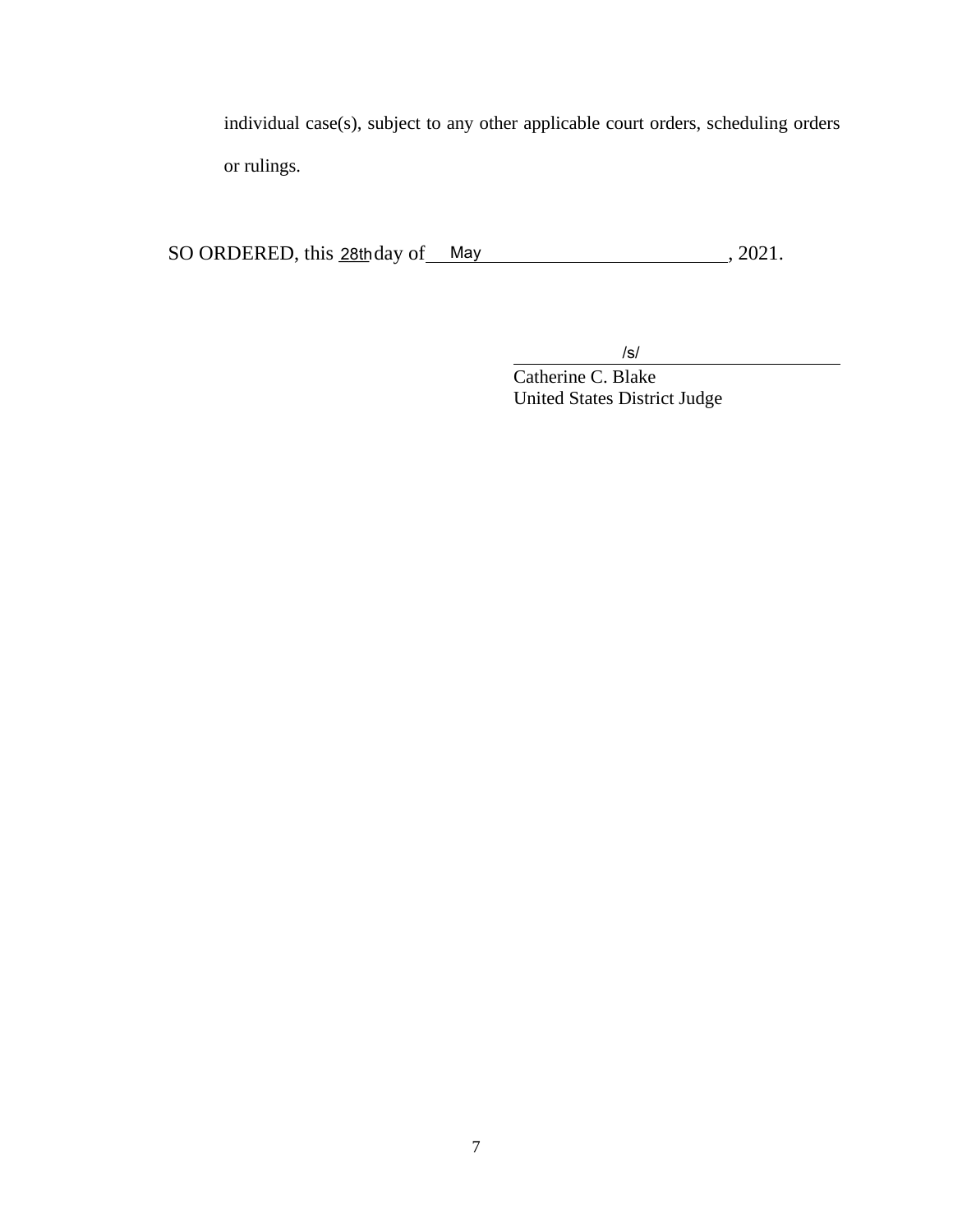individual case(s), subject to any other applicable court orders, scheduling orders or rulings.

SO ORDERED, this 28th day of May, 2021.

/s/
Catherine C. Blake
United States District Judge